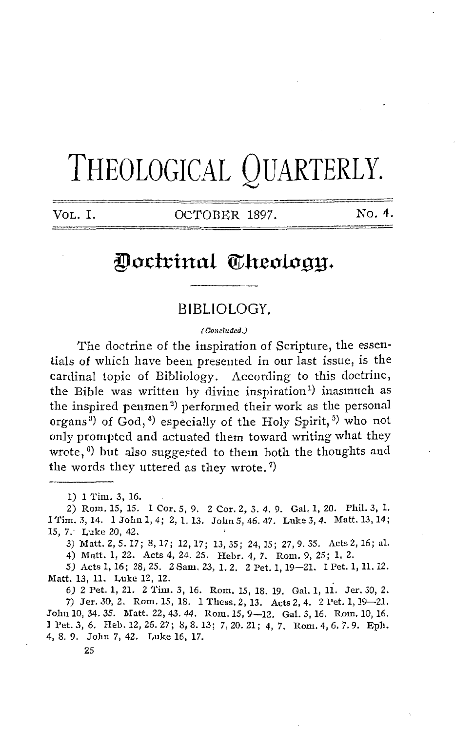# THEOLOGICAL QUARTERLY.

VOL. I. OCTOBER 1897. No. 4.

## Doctrinal Theology.

### BIBLIOLOGY.

*(Concluded.)*

The doctrine of the inspiration of Scripture, the essentials of which have been presented in our last issue, is the cardinal topic of Bibliology. According to this doctrine, the Bible was written by divine inspiration[1] inasmuch as the inspired penmen[2] performed their work as the personal organs[3] of God,[4] especially of the Holy Spirit,[5] who not only prompted and actuated them toward writing what they wrote,[6] but also suggested to them both the thoughts and the words they uttered as they wrote.[7]

---

1) 1 Tim. 3, 16.

2) Rom. 15, 15. 1 Cor. 5, 9. 2 Cor. 2, 3. 4. 9. Gal. 1, 20. Phil. 3, 1. 1 Tim. 3, 14. 1 John 1, 4; 2, 1. 13. John 5, 46. 47. Luke 3, 4. Matt. 13, 14; 15, 7. Luke 20, 42.

3) Matt. 2, 5. 17; 8, 17; 12, 17; 13, 35; 24, 15; 27, 9. 35. Acts 2, 16; al.

4) Matt. 1, 22. Acts 4, 24. 25. Hebr. 4, 7. Rom. 9, 25; 1, 2.

5) Acts 1, 16; 28, 25. 2 Sam. 23, 1. 2. 2 Pet. 1, 19—21. 1 Pet. 1, 11. 12. Matt. 13, 11. Luke 12, 12.

6) 2 Pet. 1, 21. 2 Tim. 3, 16. Rom. 15, 18. 19. Gal. 1, 11. Jer. 30, 2.

7) Jer. 30, 2. Rom. 15, 18. 1 Thess. 2, 13. Acts 2, 4. 2 Pet. 1, 19—21. John 10, 34. 35. Matt. 22, 43. 44. Rom. 15, 9—12. Gal. 3, 16. Rom. 10, 16. 1 Pet. 3, 6. Heb. 12, 26. 27; 8, 8. 13; 7, 20. 21; 4, 7. Rom. 4, 6. 7. 9. Eph. 4, 8. 9. John 7, 42. Luke 16, 17.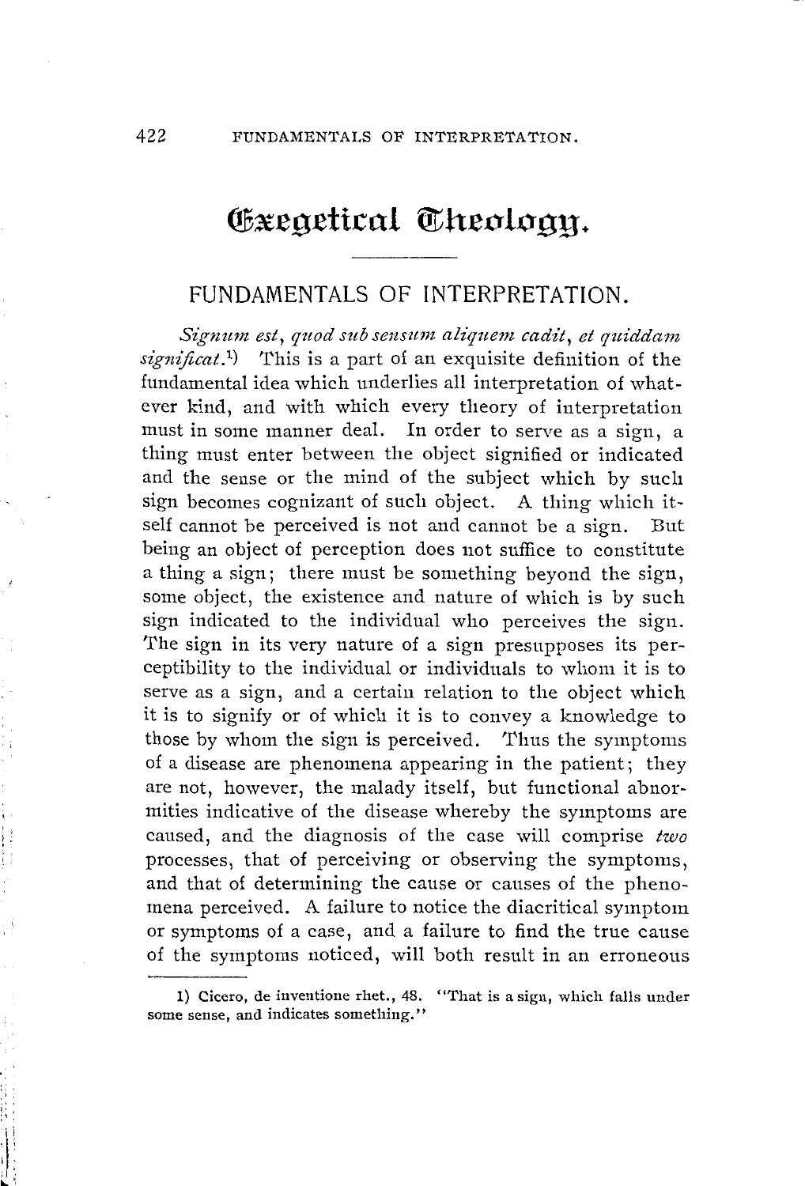# Exegetical Theology.

## FUNDAMENTALS OF INTERPRETATION.

*Signum est, quod sub sensum aliquem cadit, et quiddam significat.*[1] This is a part of an exquisite definition of the fundamental idea which underlies all interpretation of whatever kind, and with which every theory of interpretation must in some manner deal. In order to serve as a sign, a thing must enter between the object signified or indicated and the sense or the mind of the subject which by such sign becomes cognizant of such object. A thing which itself cannot be perceived is not and cannot be a sign. But being an object of perception does not suffice to constitute a thing a sign; there must be something beyond the sign, some object, the existence and nature of which is by such sign indicated to the individual who perceives the sign. The sign in its very nature of a sign presupposes its perceptibility to the individual or individuals to whom it is to serve as a sign, and a certain relation to the object which it is to signify or of which it is to convey a knowledge to those by whom the sign is perceived. Thus the symptoms of a disease are phenomena appearing in the patient; they are not, however, the malady itself, but functional abnormities indicative of the disease whereby the symptoms are caused, and the diagnosis of the case will comprise *two* processes, that of perceiving or observing the symptoms, and that of determining the cause or causes of the phenomena perceived. A failure to notice the diacritical symptom or symptoms of a case, and a failure to find the true cause of the symptoms noticed, will both result in an erroneous

---

1) Cicero, de inventione rhet., 48. "That is a sign, which falls under some sense, and indicates something."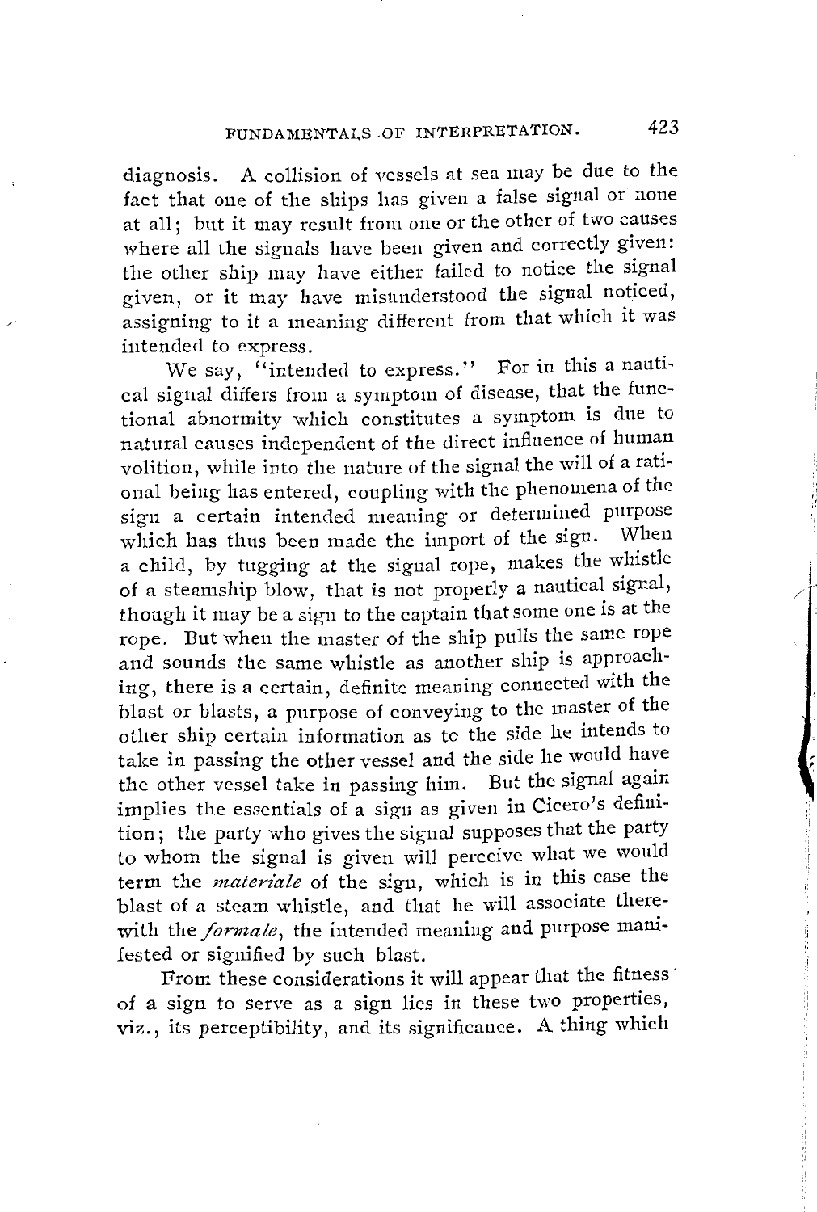diagnosis. A collision of vessels at sea may be due to the fact that one of the ships has given a false signal or none at all; but it may result from one or the other of two causes where all the signals have been given and correctly given: the other ship may have either failed to notice the signal given, or it may have misunderstood the signal noticed, assigning to it a meaning different from that which it was intended to express.

We say, "intended to express." For in this a nautical signal differs from a symptom of disease, that the functional abnormity which constitutes a symptom is due to natural causes independent of the direct influence of human volition, while into the nature of the signal the will of a rational being has entered, coupling with the phenomena of the sign a certain intended meaning or determined purpose which has thus been made the import of the sign. When a child, by tugging at the signal rope, makes the whistle of a steamship blow, that is not properly a nautical signal, though it may be a sign to the captain that some one is at the rope. But when the master of the ship pulls the same rope and sounds the same whistle as another ship is approaching, there is a certain, definite meaning connected with the blast or blasts, a purpose of conveying to the master of the other ship certain information as to the side he intends to take in passing the other vessel and the side he would have the other vessel take in passing him. But the signal again implies the essentials of a sign as given in Cicero's definition; the party who gives the signal supposes that the party to whom the signal is given will perceive what we would term the *materiale* of the sign, which is in this case the blast of a steam whistle, and that he will associate therewith the *formale*, the intended meaning and purpose manifested or signified by such blast.

From these considerations it will appear that the fitness of a sign to serve as a sign lies in these two properties, viz., its perceptibility, and its significance. A thing which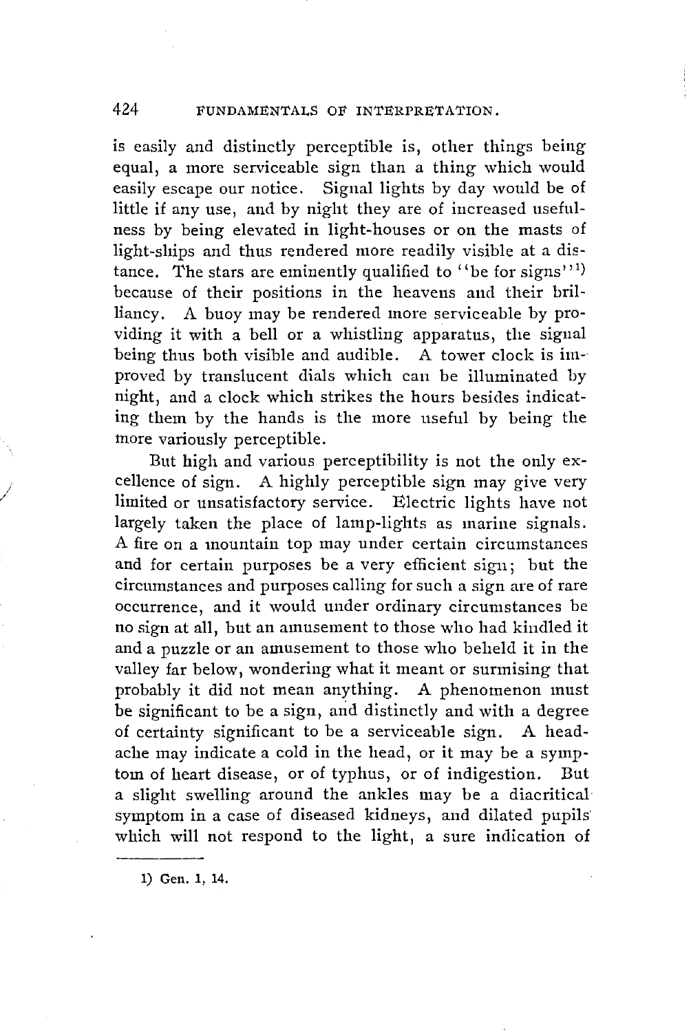is easily and distinctly perceptible is, other things being equal, a more serviceable sign than a thing which would easily escape our notice. Signal lights by day would be of little if any use, and by night they are of increased usefulness by being elevated in light-houses or on the masts of light-ships and thus rendered more readily visible at a distance. The stars are eminently qualified to "be for signs"[1] because of their positions in the heavens and their brilliancy. A buoy may be rendered more serviceable by providing it with a bell or a whistling apparatus, the signal being thus both visible and audible. A tower clock is improved by translucent dials which can be illuminated by night, and a clock which strikes the hours besides indicating them by the hands is the more useful by being the more variously perceptible.

But high and various perceptibility is not the only excellence of sign. A highly perceptible sign may give very limited or unsatisfactory service. Electric lights have not largely taken the place of lamp-lights as marine signals. A fire on a mountain top may under certain circumstances and for certain purposes be a very efficient sign; but the circumstances and purposes calling for such a sign are of rare occurrence, and it would under ordinary circumstances be no sign at all, but an amusement to those who had kindled it and a puzzle or an amusement to those who beheld it in the valley far below, wondering what it meant or surmising that probably it did not mean anything. A phenomenon must be significant to be a sign, and distinctly and with a degree of certainty significant to be a serviceable sign. A headache may indicate a cold in the head, or it may be a symptom of heart disease, or of typhus, or of indigestion. But a slight swelling around the ankles may be a diacritical symptom in a case of diseased kidneys, and dilated pupils which will not respond to the light, a sure indication of

---

1) Gen. 1, 14.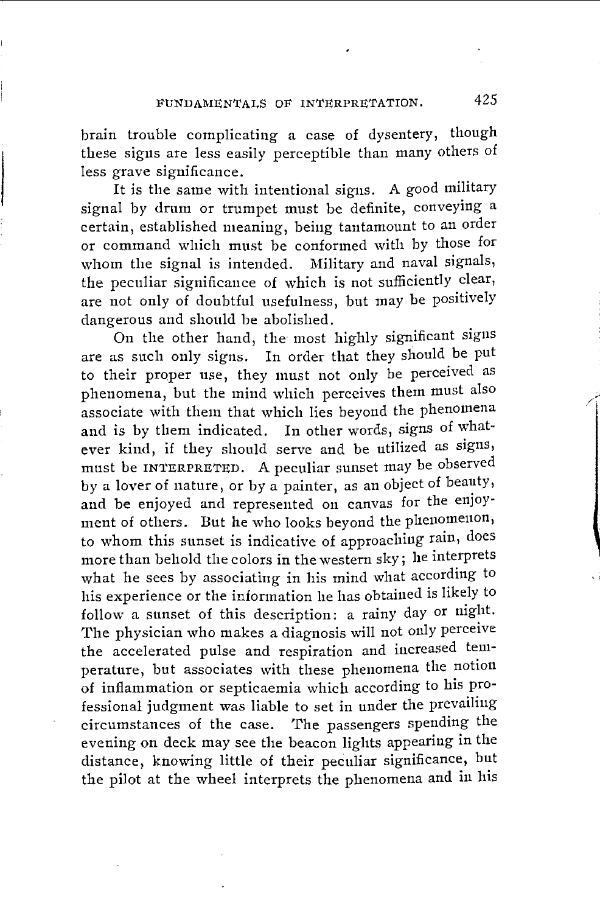brain trouble complicating a case of dysentery, though these signs are less easily perceptible than many others of less grave significance.

It is the same with intentional signs. A good military signal by drum or trumpet must be definite, conveying a certain, established meaning, being tantamount to an order or command which must be conformed with by those for whom the signal is intended. Military and naval signals, the peculiar significance of which is not sufficiently clear, are not only of doubtful usefulness, but may be positively dangerous and should be abolished.

On the other hand, the most highly significant signs are as such only signs. In order that they should be put to their proper use, they must not only be perceived as phenomena, but the mind which perceives them must also associate with them that which lies beyond the phenomena and is by them indicated. In other words, signs of whatever kind, if they should serve and be utilized as signs, must be INTERPRETED. A peculiar sunset may be observed by a lover of nature, or by a painter, as an object of beauty, and be enjoyed and represented on canvas for the enjoyment of others. But he who looks beyond the phenomenon, to whom this sunset is indicative of approaching rain, does more than behold the colors in the western sky; he interprets what he sees by associating in his mind what according to his experience or the information he has obtained is likely to follow a sunset of this description: a rainy day or night. The physician who makes a diagnosis will not only perceive the accelerated pulse and respiration and increased temperature, but associates with these phenomena the notion of inflammation or septicaemia which according to his professional judgment was liable to set in under the prevailing circumstances of the case. The passengers spending the evening on deck may see the beacon lights appearing in the distance, knowing little of their peculiar significance, but the pilot at the wheel interprets the phenomena and in his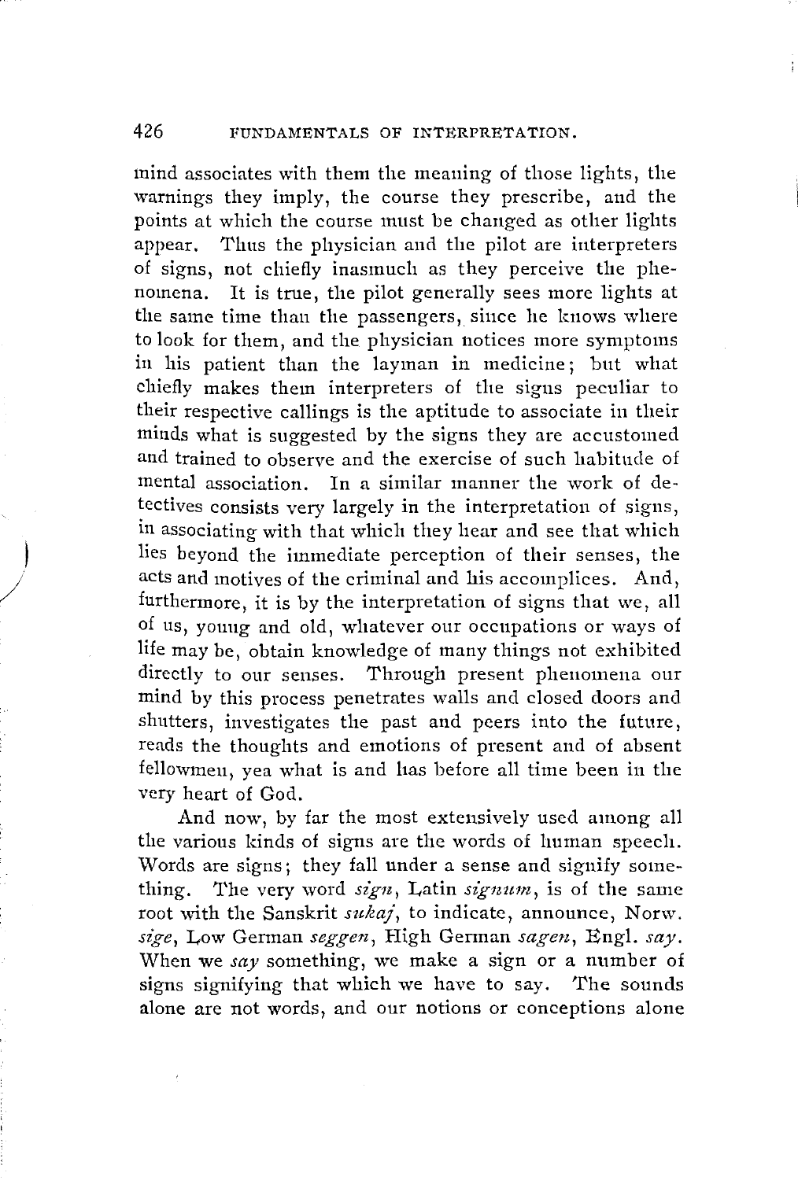mind associates with them the meaning of those lights, the warnings they imply, the course they prescribe, and the points at which the course must be changed as other lights appear. Thus the physician and the pilot are interpreters of signs, not chiefly inasmuch as they perceive the phenomena. It is true, the pilot generally sees more lights at the same time than the passengers, since he knows where to look for them, and the physician notices more symptoms in his patient than the layman in medicine; but what chiefly makes them interpreters of the signs peculiar to their respective callings is the aptitude to associate in their minds what is suggested by the signs they are accustomed and trained to observe and the exercise of such habitude of mental association. In a similar manner the work of detectives consists very largely in the interpretation of signs, in associating with that which they hear and see that which lies beyond the immediate perception of their senses, the acts and motives of the criminal and his accomplices. And, furthermore, it is by the interpretation of signs that we, all of us, young and old, whatever our occupations or ways of life may be, obtain knowledge of many things not exhibited directly to our senses. Through present phenomena our mind by this process penetrates walls and closed doors and shutters, investigates the past and peers into the future, reads the thoughts and emotions of present and of absent fellowmen, yea what is and has before all time been in the very heart of God.

And now, by far the most extensively used among all the various kinds of signs are the words of human speech. Words are signs; they fall under a sense and signify something. The very word *sign*, Latin *signum*, is of the same root with the Sanskrit *sukaj*, to indicate, announce, Norw. *sige*, Low German *seggen*, High German *sagen*, Engl. *say*. When we *say* something, we make a sign or a number of signs signifying that which we have to say. The sounds alone are not words, and our notions or conceptions alone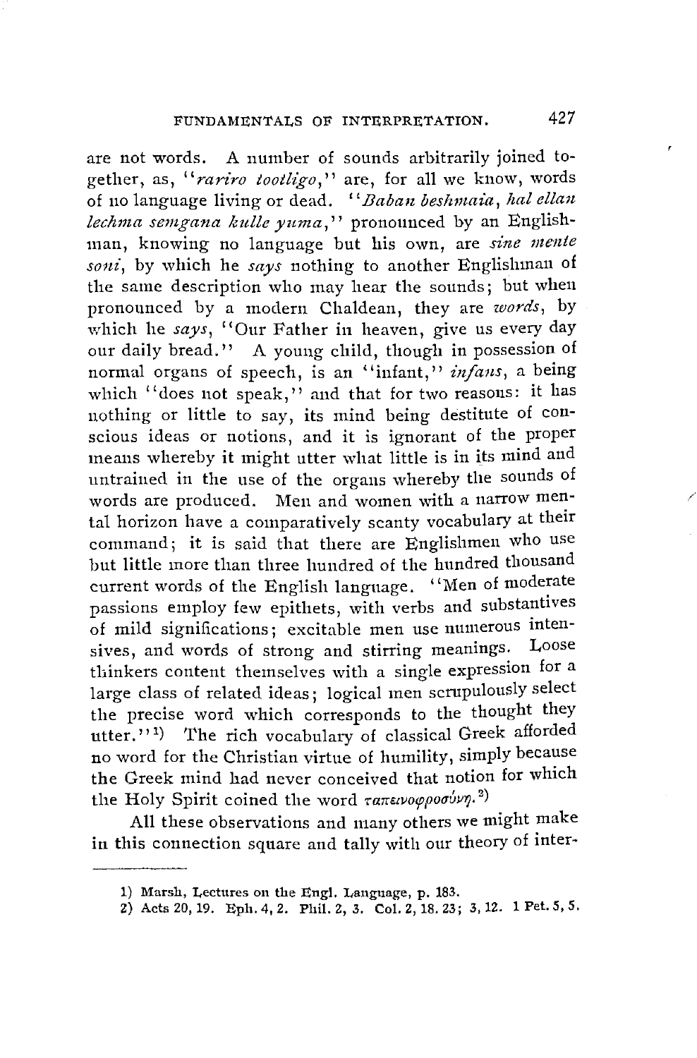are not words. A number of sounds arbitrarily joined together, as, "*rariro tootligo*," are, for all we know, words of no language living or dead. "*Baban beshmaia, hal ellan lechma semgana kulle yuma*," pronounced by an Englishman, knowing no language but his own, are *sine mente soni*, by which he *says* nothing to another Englishman of the same description who may hear the sounds; but when pronounced by a modern Chaldean, they are *words*, by which he *says*, "Our Father in heaven, give us every day our daily bread." A young child, though in possession of normal organs of speech, is an "infant," *infans*, a being which "does not speak," and that for two reasons: it has nothing or little to say, its mind being destitute of conscious ideas or notions, and it is ignorant of the proper means whereby it might utter what little is in its mind and untrained in the use of the organs whereby the sounds of words are produced. Men and women with a narrow mental horizon have a comparatively scanty vocabulary at their command; it is said that there are Englishmen who use but little more than three hundred of the hundred thousand current words of the English language. "Men of moderate passions employ few epithets, with verbs and substantives of mild significations; excitable men use numerous intensives, and words of strong and stirring meanings. Loose thinkers content themselves with a single expression for a large class of related ideas; logical men scrupulously select the precise word which corresponds to the thought they utter."[1] The rich vocabulary of classical Greek afforded no word for the Christian virtue of humility, simply because the Greek mind had never conceived that notion for which the Holy Spirit coined the word ταπεινοφροσύνη.[2]

All these observations and many others we might make in this connection square and tally with our theory of inter-

---

1) Marsh, Lectures on the Engl. Language, p. 183.

2) Acts 20, 19. Eph. 4, 2. Phil. 2, 3. Col. 2, 18. 23; 3, 12. 1 Pet. 5, 5.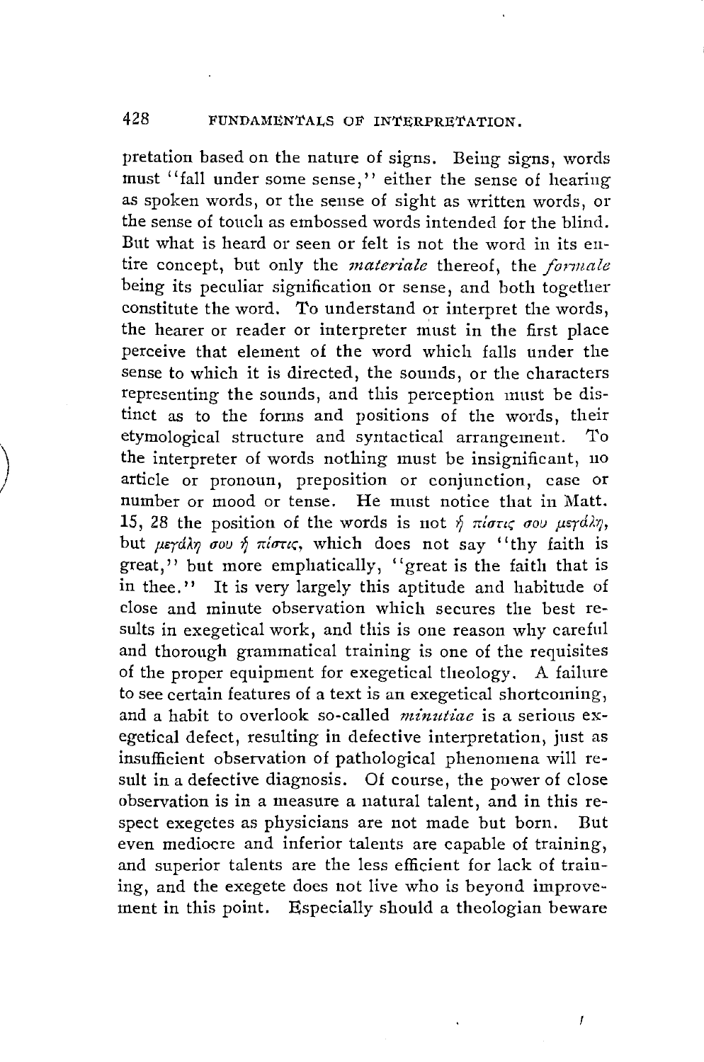pretation based on the nature of signs. Being signs, words must "fall under some sense," either the sense of hearing as spoken words, or the sense of sight as written words, or the sense of touch as embossed words intended for the blind. But what is heard or seen or felt is not the word in its entire concept, but only the *materiale* thereof, the *formale* being its peculiar signification or sense, and both together constitute the word. To understand or interpret the words, the hearer or reader or interpreter must in the first place perceive that element of the word which falls under the sense to which it is directed, the sounds, or the characters representing the sounds, and this perception must be distinct as to the forms and positions of the words, their etymological structure and syntactical arrangement. To the interpreter of words nothing must be insignificant, no article or pronoun, preposition or conjunction, case or number or mood or tense. He must notice that in Matt. 15, 28 the position of the words is not ἡ πίστις σου μεγάλη, but μεγάλη σου ἡ πίστις, which does not say "thy faith is great," but more emphatically, "great is the faith that is in thee." It is very largely this aptitude and habitude of close and minute observation which secures the best results in exegetical work, and this is one reason why careful and thorough grammatical training is one of the requisites of the proper equipment for exegetical theology. A failure to see certain features of a text is an exegetical shortcoming, and a habit to overlook so-called *minutiae* is a serious exegetical defect, resulting in defective interpretation, just as insufficient observation of pathological phenomena will result in a defective diagnosis. Of course, the power of close observation is in a measure a natural talent, and in this respect exegetes as physicians are not made but born. But even mediocre and inferior talents are capable of training, and superior talents are the less efficient for lack of training, and the exegete does not live who is beyond improvement in this point. Especially should a theologian beware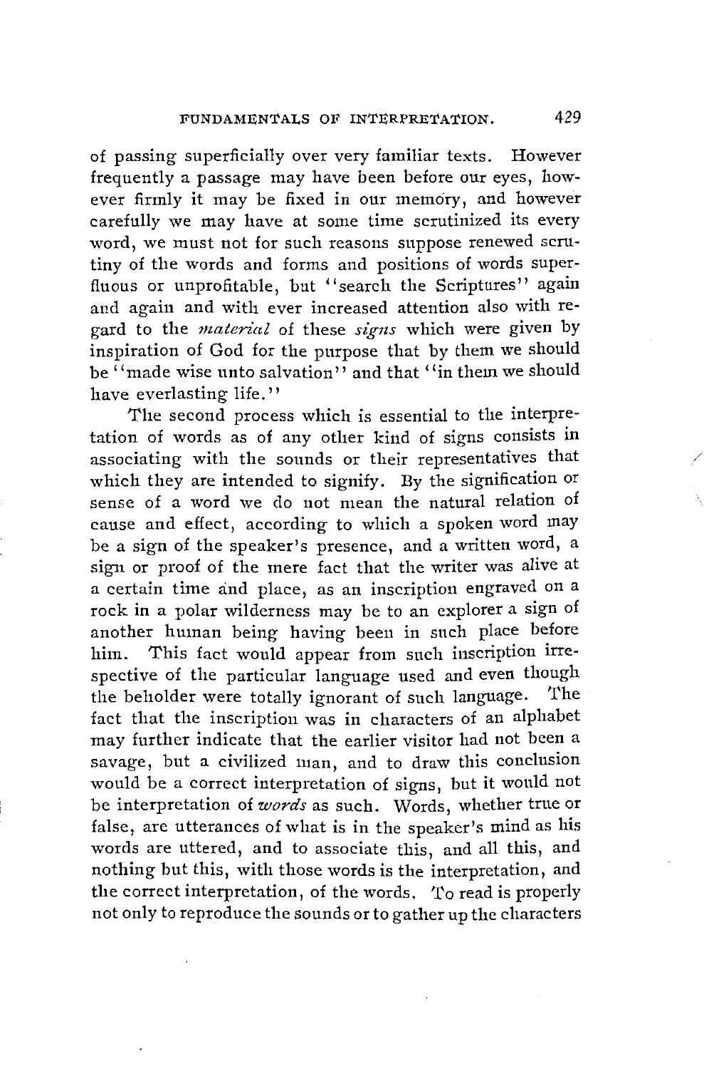of passing superficially over very familiar texts. However frequently a passage may have been before our eyes, however firmly it may be fixed in our memory, and however carefully we may have at some time scrutinized its every word, we must not for such reasons suppose renewed scrutiny of the words and forms and positions of words superfluous or unprofitable, but "search the Scriptures" again and again and with ever increased attention also with regard to the *material* of these *signs* which were given by inspiration of God for the purpose that by them we should be "made wise unto salvation" and that "in them we should have everlasting life."

The second process which is essential to the interpretation of words as of any other kind of signs consists in associating with the sounds or their representatives that which they are intended to signify. By the signification or sense of a word we do not mean the natural relation of cause and effect, according to which a spoken word may be a sign of the speaker's presence, and a written word, a sign or proof of the mere fact that the writer was alive at a certain time and place, as an inscription engraved on a rock in a polar wilderness may be to an explorer a sign of another human being having been in such place before him. This fact would appear from such inscription irrespective of the particular language used and even though the beholder were totally ignorant of such language. The fact that the inscription was in characters of an alphabet may further indicate that the earlier visitor had not been a savage, but a civilized man, and to draw this conclusion would be a correct interpretation of signs, but it would not be interpretation of *words* as such. Words, whether true or false, are utterances of what is in the speaker's mind as his words are uttered, and to associate this, and all this, and nothing but this, with those words is the interpretation, and the correct interpretation, of the words. To read is properly not only to reproduce the sounds or to gather up the characters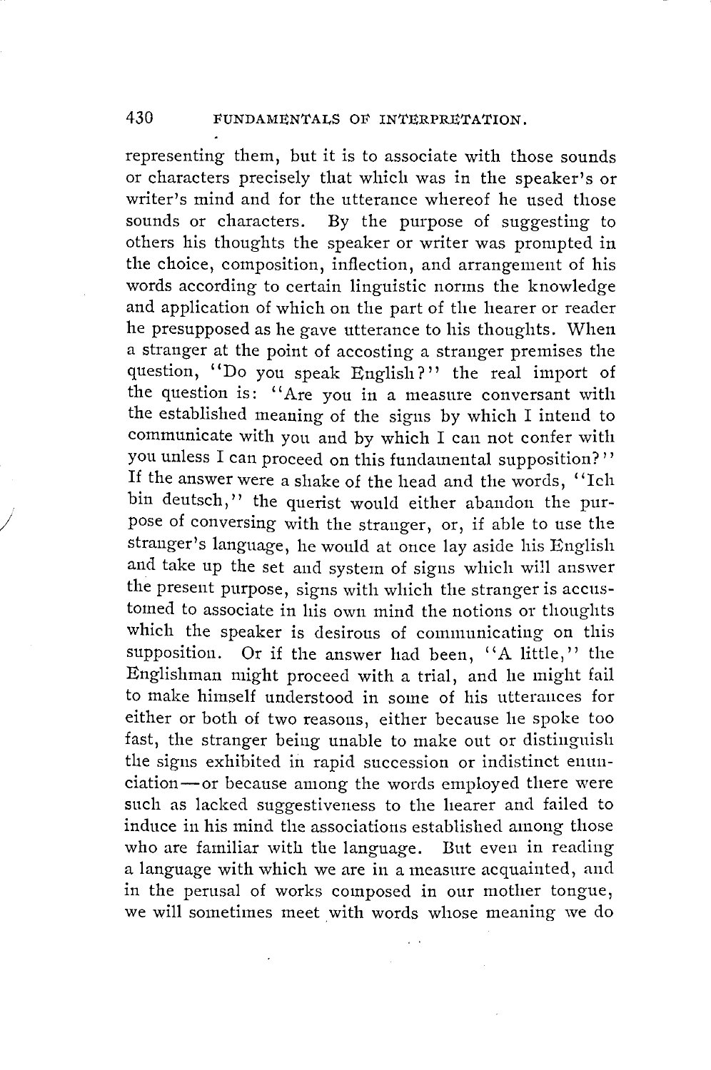representing them, but it is to associate with those sounds or characters precisely that which was in the speaker's or writer's mind and for the utterance whereof he used those sounds or characters. By the purpose of suggesting to others his thoughts the speaker or writer was prompted in the choice, composition, inflection, and arrangement of his words according to certain linguistic norms the knowledge and application of which on the part of the hearer or reader he presupposed as he gave utterance to his thoughts. When a stranger at the point of accosting a stranger premises the question, "Do you speak English?" the real import of the question is: "Are you in a measure conversant with the established meaning of the signs by which I intend to communicate with you and by which I can not confer with you unless I can proceed on this fundamental supposition?" If the answer were a shake of the head and the words, "Ich bin deutsch," the querist would either abandon the purpose of conversing with the stranger, or, if able to use the stranger's language, he would at once lay aside his English and take up the set and system of signs which will answer the present purpose, signs with which the stranger is accustomed to associate in his own mind the notions or thoughts which the speaker is desirous of communicating on this supposition. Or if the answer had been, "A little," the Englishman might proceed with a trial, and he might fail to make himself understood in some of his utterances for either or both of two reasons, either because he spoke too fast, the stranger being unable to make out or distinguish the signs exhibited in rapid succession or indistinct enunciation—or because among the words employed there were such as lacked suggestiveness to the hearer and failed to induce in his mind the associations established among those who are familiar with the language. But even in reading a language with which we are in a measure acquainted, and in the perusal of works composed in our mother tongue, we will sometimes meet with words whose meaning we do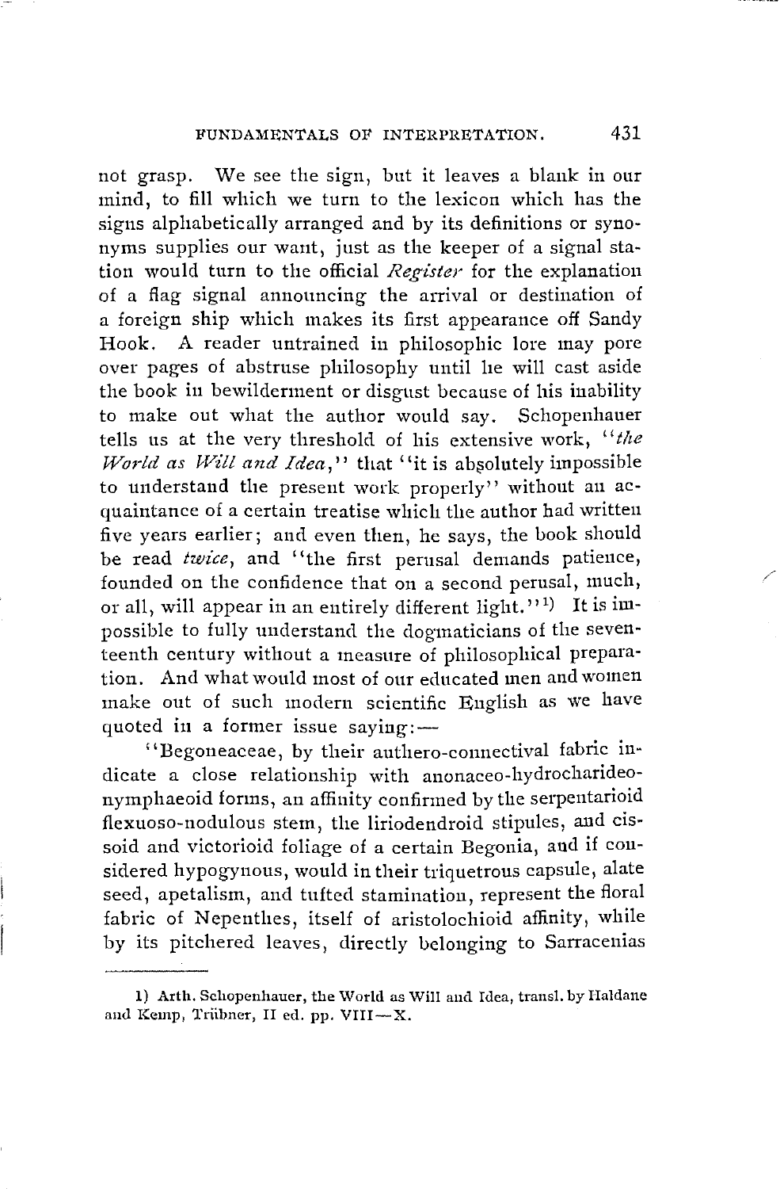not grasp. We see the sign, but it leaves a blank in our mind, to fill which we turn to the lexicon which has the signs alphabetically arranged and by its definitions or synonyms supplies our want, just as the keeper of a signal station would turn to the official *Register* for the explanation of a flag signal announcing the arrival or destination of a foreign ship which makes its first appearance off Sandy Hook. A reader untrained in philosophic lore may pore over pages of abstruse philosophy until he will cast aside the book in bewilderment or disgust because of his inability to make out what the author would say. Schopenhauer tells us at the very threshold of his extensive work, "*the World as Will and Idea*," that "it is absolutely impossible to understand the present work properly" without an acquaintance of a certain treatise which the author had written five years earlier; and even then, he says, the book should be read *twice*, and "the first perusal demands patience, founded on the confidence that on a second perusal, much, or all, will appear in an entirely different light."[1] It is impossible to fully understand the dogmaticians of the seventeenth century without a measure of philosophical preparation. And what would most of our educated men and women make out of such modern scientific English as we have quoted in a former issue saying:—

"Begoneaceae, by their anthero-connectival fabric indicate a close relationship with anonaceo-hydrocharideo-nymphaeoid forms, an affinity confirmed by the serpentarioid flexuoso-nodulous stem, the liriodendroid stipules, and cissoid and victorioid foliage of a certain Begonia, and if considered hypogynous, would in their triquetrous capsule, alate seed, apetalism, and tufted stamination, represent the floral fabric of Nepenthes, itself of aristolochioid affinity, while by its pitchered leaves, directly belonging to Sarracenias

---

1) Arth. Schopenhauer, the World as Will and Idea, transl. by Haldane and Kemp, Trübner, II ed. pp. VIII—X.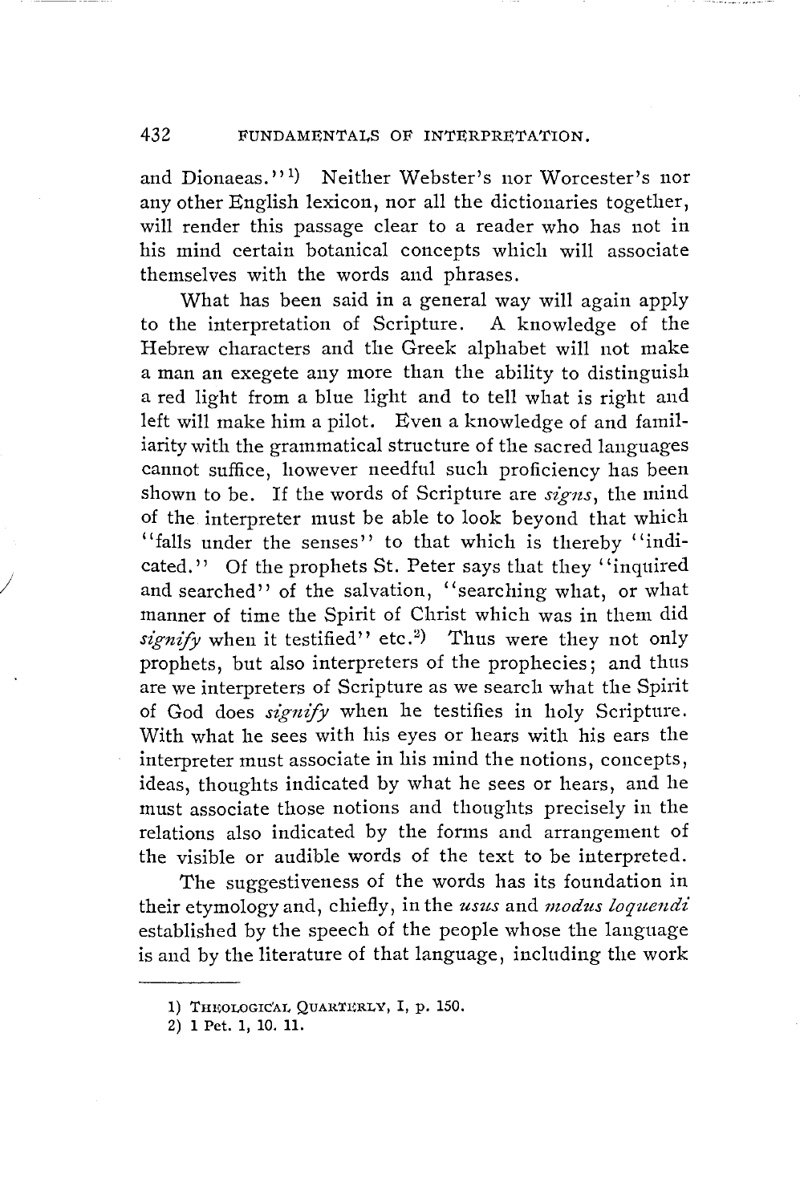and Dionaeas."[1]) Neither Webster's nor Worcester's nor any other English lexicon, nor all the dictionaries together, will render this passage clear to a reader who has not in his mind certain botanical concepts which will associate themselves with the words and phrases.

What has been said in a general way will again apply to the interpretation of Scripture. A knowledge of the Hebrew characters and the Greek alphabet will not make a man an exegete any more than the ability to distinguish a red light from a blue light and to tell what is right and left will make him a pilot. Even a knowledge of and familiarity with the grammatical structure of the sacred languages cannot suffice, however needful such proficiency has been shown to be. If the words of Scripture are *signs*, the mind of the interpreter must be able to look beyond that which "falls under the senses" to that which is thereby "indicated." Of the prophets St. Peter says that they "inquired and searched" of the salvation, "searching what, or what manner of time the Spirit of Christ which was in them did *signify* when it testified" etc.[2]) Thus were they not only prophets, but also interpreters of the prophecies; and thus are we interpreters of Scripture as we search what the Spirit of God does *signify* when he testifies in holy Scripture. With what he sees with his eyes or hears with his ears the interpreter must associate in his mind the notions, concepts, ideas, thoughts indicated by what he sees or hears, and he must associate those notions and thoughts precisely in the relations also indicated by the forms and arrangement of the visible or audible words of the text to be interpreted.

The suggestiveness of the words has its foundation in their etymology and, chiefly, in the *usus* and *modus loquendi* established by the speech of the people whose the language is and by the literature of that language, including the work

---

1) THEOLOGICAL QUARTERLY, I, p. 150.

2) 1 Pet. 1, 10. 11.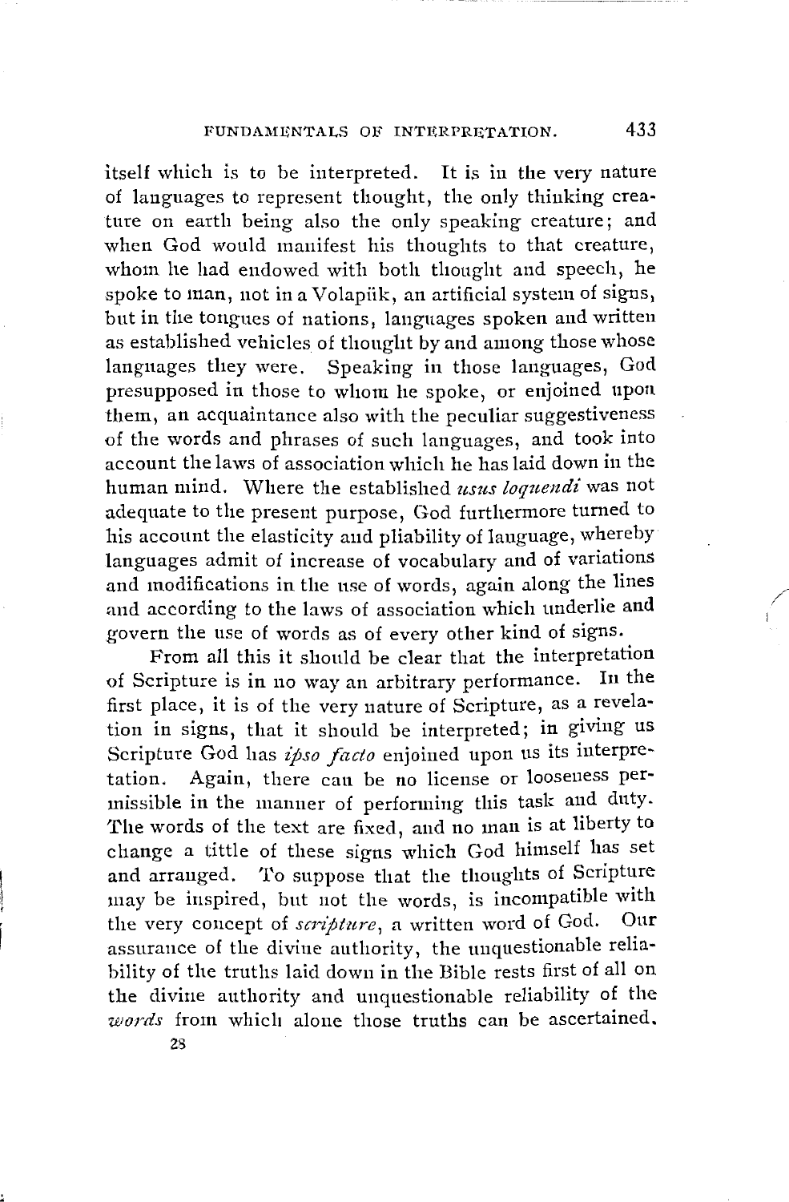itself which is to be interpreted. It is in the very nature of languages to represent thought, the only thinking creature on earth being also the only speaking creature; and when God would manifest his thoughts to that creature, whom he had endowed with both thought and speech, he spoke to man, not in a Volapük, an artificial system of signs, but in the tongues of nations, languages spoken and written as established vehicles of thought by and among those whose languages they were. Speaking in those languages, God presupposed in those to whom he spoke, or enjoined upon them, an acquaintance also with the peculiar suggestiveness of the words and phrases of such languages, and took into account the laws of association which he has laid down in the human mind. Where the established *usus loquendi* was not adequate to the present purpose, God furthermore turned to his account the elasticity and pliability of language, whereby languages admit of increase of vocabulary and of variations and modifications in the use of words, again along the lines and according to the laws of association which underlie and govern the use of words as of every other kind of signs.

From all this it should be clear that the interpretation of Scripture is in no way an arbitrary performance. In the first place, it is of the very nature of Scripture, as a revelation in signs, that it should be interpreted; in giving us Scripture God has *ipso facto* enjoined upon us its interpretation. Again, there can be no license or looseness permissible in the manner of performing this task and duty. The words of the text are fixed, and no man is at liberty to change a tittle of these signs which God himself has set and arranged. To suppose that the thoughts of Scripture may be inspired, but not the words, is incompatible with the very concept of *scripture*, a written word of God. Our assurance of the divine authority, the unquestionable reliability of the truths laid down in the Bible rests first of all on the divine authority and unquestionable reliability of the *words* from which alone those truths can be ascertained.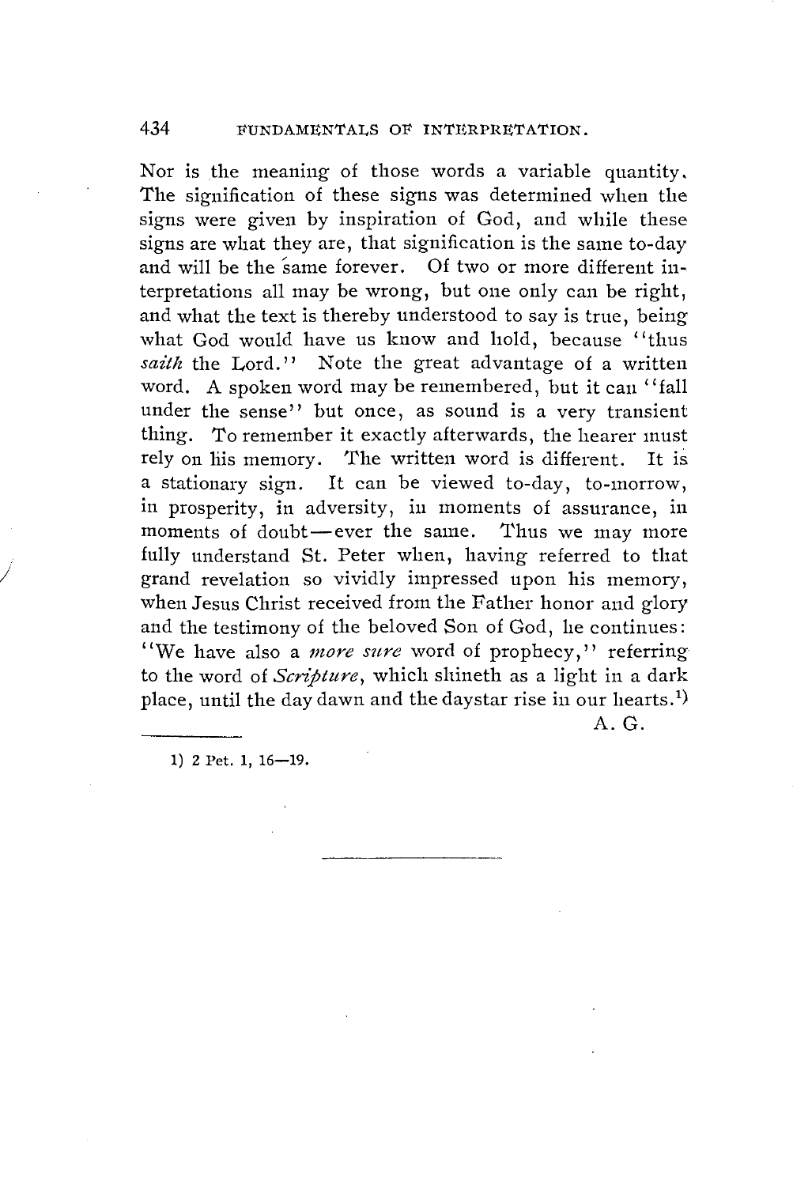Nor is the meaning of those words a variable quantity. The signification of these signs was determined when the signs were given by inspiration of God, and while these signs are what they are, that signification is the same to-day and will be the same forever. Of two or more different interpretations all may be wrong, but one only can be right, and what the text is thereby understood to say is true, being what God would have us know and hold, because "thus *saith* the Lord." Note the great advantage of a written word. A spoken word may be remembered, but it can "fall under the sense" but once, as sound is a very transient thing. To remember it exactly afterwards, the hearer must rely on his memory. The written word is different. It is a stationary sign. It can be viewed to-day, to-morrow, in prosperity, in adversity, in moments of assurance, in moments of doubt—ever the same. Thus we may more fully understand St. Peter when, having referred to that grand revelation so vividly impressed upon his memory, when Jesus Christ received from the Father honor and glory and the testimony of the beloved Son of God, he continues: "We have also a *more sure* word of prophecy," referring to the word of *Scripture*, which shineth as a light in a dark place, until the day dawn and the daystar rise in our hearts.[1]

A. G.

---

1) 2 Pet. 1, 16—19.